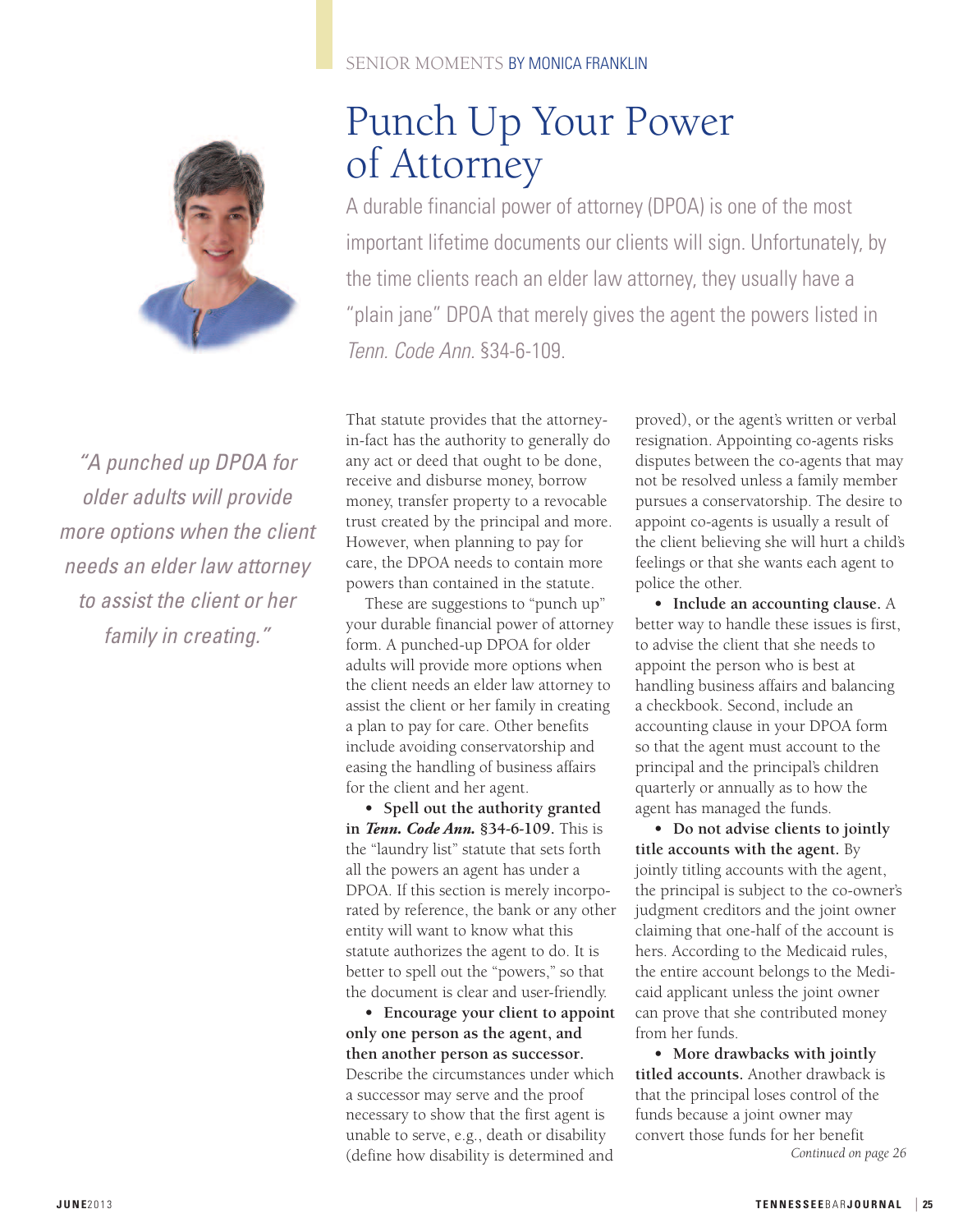SENIOR MOMENTS BY MONICA FRANKLIN

# Punch Up Your Power of Attorney

A durable financial power of attorney (DPOA) is one of the most important lifetime documents our clients will sign. Unfortunately, by the time clients reach an elder law attorney, they usually have a "plain jane" DPOA that merely gives the agent the powers listed in *Tenn. Code Ann.* §34-6-109.

*"A punched up DPOA for older adults will provide more options when the client needs an elder law attorney to assist the client or her family in creating."*

That statute provides that the attorney-in-fact has the authority to generally do any act or deed that ought to be done, receive and disburse money, borrow money, transfer property to a revocable trust created by the principal and more. However, when planning to pay for care, the DPOA needs to contain more powers than contained in the statute.

These are suggestions to "punch up" your durable financial power of attorney form. A punched-up DPOA for older adults will provide more options when the client needs an elder law attorney to assist the client or her family in creating a plan to pay for care. Other benefits include avoiding conservatorship and easing the handling of business affairs for the client and her agent.

- **Spell out the authority granted in *Tenn. Code Ann.* §34-6-109.** This is the "laundry list" statute that sets forth all the powers an agent has under a DPOA. If this section is merely incorporated by reference, the bank or any other entity will want to know what this statute authorizes the agent to do. It is better to spell out the "powers," so that the document is clear and user-friendly.
- **Encourage your client to appoint only one person as the agent, and then another person as successor.** Describe the circumstances under which a successor may serve and the proof necessary to show that the first agent is unable to serve, e.g., death or disability (define how disability is determined and proved), or the agent's written or verbal resignation. Appointing co-agents risks disputes between the co-agents that may not be resolved unless a family member pursues a conservatorship. The desire to appoint co-agents is usually a result of the client believing she will hurt a child's feelings or that she wants each agent to police the other.
- **Include an accounting clause.** A better way to handle these issues is first, to advise the client that she needs to appoint the person who is best at handling business affairs and balancing a checkbook. Second, include an accounting clause in your DPOA form so that the agent must account to the principal and the principal's children quarterly or annually as to how the agent has managed the funds.
- **Do not advise clients to jointly title accounts with the agent.** By jointly titling accounts with the agent, the principal is subject to the co-owner's judgment creditors and the joint owner claiming that one-half of the account is hers. According to the Medicaid rules, the entire account belongs to the Medicaid applicant unless the joint owner can prove that she contributed money from her funds.
- **More drawbacks with jointly titled accounts.** Another drawback is that the principal loses control of the funds because a joint owner may convert those funds for her benefit

*Continued on page 26*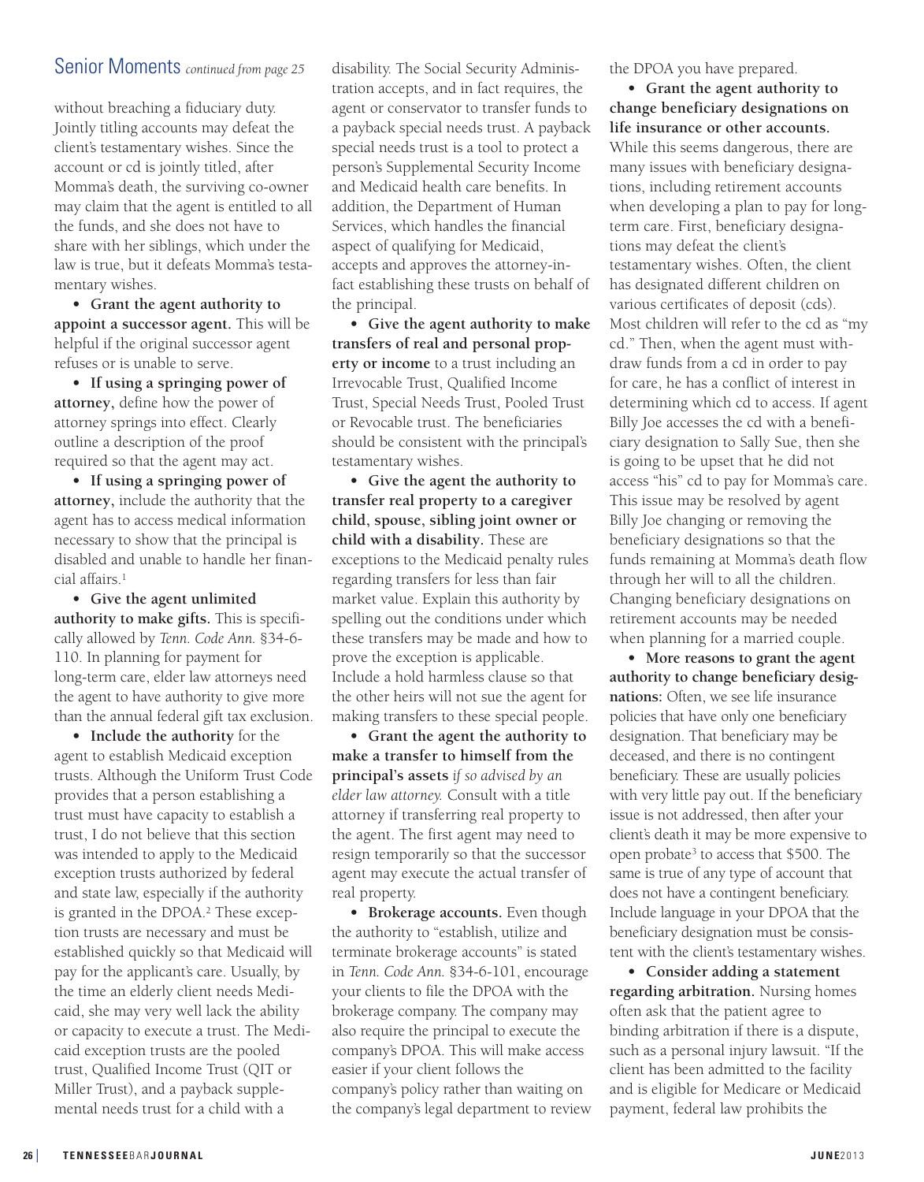## Senior Moments *continued from page 25*

without breaching a fiduciary duty. Jointly titling accounts may defeat the client's testamentary wishes. Since the account or cd is jointly titled, after Momma's death, the surviving co-owner may claim that the agent is entitled to all the funds, and she does not have to share with her siblings, which under the law is true, but it defeats Momma's testamentary wishes.

- **Grant the agent authority to appoint a successor agent.** This will be helpful if the original successor agent refuses or is unable to serve.

- **If using a springing power of attorney,** define how the power of attorney springs into effect. Clearly outline a description of the proof required so that the agent may act.

- **If using a springing power of attorney,** include the authority that the agent has to access medical information necessary to show that the principal is disabled and unable to handle her financial affairs.[1]

- **Give the agent unlimited authority to make gifts.** This is specifically allowed by *Tenn. Code Ann.* §34-6-110. In planning for payment for long-term care, elder law attorneys need the agent to have authority to give more than the annual federal gift tax exclusion.

- **Include the authority** for the agent to establish Medicaid exception trusts. Although the Uniform Trust Code provides that a person establishing a trust must have capacity to establish a trust, I do not believe that this section was intended to apply to the Medicaid exception trusts authorized by federal and state law, especially if the authority is granted in the DPOA.[2] These exception trusts are necessary and must be established quickly so that Medicaid will pay for the applicant's care. Usually, by the time an elderly client needs Medicaid, she may very well lack the ability or capacity to execute a trust. The Medicaid exception trusts are the pooled trust, Qualified Income Trust (QIT or Miller Trust), and a payback supplemental needs trust for a child with a disability. The Social Security Administration accepts, and in fact requires, the agent or conservator to transfer funds to a payback special needs trust. A payback special needs trust is a tool to protect a person's Supplemental Security Income and Medicaid health care benefits. In addition, the Department of Human Services, which handles the financial aspect of qualifying for Medicaid, accepts and approves the attorney-in-fact establishing these trusts on behalf of the principal.

- **Give the agent authority to make transfers of real and personal property or income** to a trust including an Irrevocable Trust, Qualified Income Trust, Special Needs Trust, Pooled Trust or Revocable trust. The beneficiaries should be consistent with the principal's testamentary wishes.

- **Give the agent the authority to transfer real property to a caregiver child, spouse, sibling joint owner or child with a disability.** These are exceptions to the Medicaid penalty rules regarding transfers for less than fair market value. Explain this authority by spelling out the conditions under which these transfers may be made and how to prove the exception is applicable. Include a hold harmless clause so that the other heirs will not sue the agent for making transfers to these special people.

- **Grant the agent the authority to make a transfer to himself from the principal's assets** *if so advised by an elder law attorney.* Consult with a title attorney if transferring real property to the agent. The first agent may need to resign temporarily so that the successor agent may execute the actual transfer of real property.

- **Brokerage accounts.** Even though the authority to "establish, utilize and terminate brokerage accounts" is stated in *Tenn. Code Ann.* §34-6-101, encourage your clients to file the DPOA with the brokerage company. The company may also require the principal to execute the company's DPOA. This will make access easier if your client follows the company's policy rather than waiting on the company's legal department to review the DPOA you have prepared.

- **Grant the agent authority to change beneficiary designations on life insurance or other accounts.** While this seems dangerous, there are many issues with beneficiary designations, including retirement accounts when developing a plan to pay for long-term care. First, beneficiary designations may defeat the client's testamentary wishes. Often, the client has designated different children on various certificates of deposit (cds). Most children will refer to the cd as "my cd." Then, when the agent must withdraw funds from a cd in order to pay for care, he has a conflict of interest in determining which cd to access. If agent Billy Joe accesses the cd with a beneficiary designation to Sally Sue, then she is going to be upset that he did not access "his" cd to pay for Momma's care. This issue may be resolved by agent Billy Joe changing or removing the beneficiary designations so that the funds remaining at Momma's death flow through her will to all the children. Changing beneficiary designations on retirement accounts may be needed when planning for a married couple.

- **More reasons to grant the agent authority to change beneficiary designations:** Often, we see life insurance policies that have only one beneficiary designation. That beneficiary may be deceased, and there is no contingent beneficiary. These are usually policies with very little pay out. If the beneficiary issue is not addressed, then after your client's death it may be more expensive to open probate[3] to access that $500. The same is true of any type of account that does not have a contingent beneficiary. Include language in your DPOA that the beneficiary designation must be consistent with the client's testamentary wishes.

- **Consider adding a statement regarding arbitration.** Nursing homes often ask that the patient agree to binding arbitration if there is a dispute, such as a personal injury lawsuit. "If the client has been admitted to the facility and is eligible for Medicare or Medicaid payment, federal law prohibits the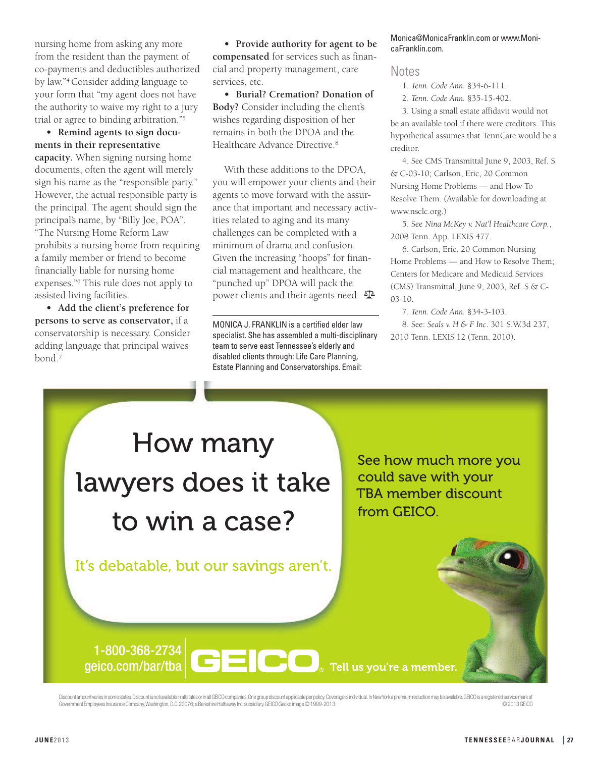nursing home from asking any more from the resident than the payment of co-payments and deductibles authorized by law."[4] Consider adding language to your form that "my agent does not have the authority to waive my right to a jury trial or agree to binding arbitration."[5]

- **Remind agents to sign documents in their representative capacity.** When signing nursing home documents, often the agent will merely sign his name as the "responsible party." However, the actual responsible party is the principal. The agent should sign the principal's name, by "Billy Joe, POA". "The Nursing Home Reform Law prohibits a nursing home from requiring a family member or friend to become financially liable for nursing home expenses."[6] This rule does not apply to assisted living facilities.
- **Add the client's preference for persons to serve as conservator,** if a conservatorship is necessary. Consider adding language that principal waives bond.[7]
- **Provide authority for agent to be compensated** for services such as financial and property management, care services, etc.
- **Burial? Cremation? Donation of Body?** Consider including the client's wishes regarding disposition of her remains in both the DPOA and the Healthcare Advance Directive.[8]

With these additions to the DPOA, you will empower your clients and their agents to move forward with the assurance that important and necessary activities related to aging and its many challenges can be completed with a minimum of drama and confusion. Given the increasing "hoops" for financial management and healthcare, the "punched up" DPOA will pack the power clients and their agents need.

MONICA J. FRANKLIN is a certified elder law specialist. She has assembled a multi-disciplinary team to serve east Tennessee's elderly and disabled clients through: Life Care Planning, Estate Planning and Conservatorships. Email: Monica@MonicaFranklin.com or www.MonicaFranklin.com.

## Notes

1. *Tenn. Code Ann.* §34-6-111.
2. *Tenn. Code Ann.* §35-15-402.
3. Using a small estate affidavit would not be an available tool if there were creditors. This hypothetical assumes that TennCare would be a creditor.
4. See CMS Transmittal June 9, 2003, Ref. S & C-03-10; Carlson, Eric, 20 Common Nursing Home Problems — and How To Resolve Them. (Available for downloading at www.nsclc.org.)
5. See *Nina McKey v. Nat'l Healthcare Corp.*, 2008 Tenn. App. LEXIS 477.
6. Carlson, Eric, 20 Common Nursing Home Problems — and How to Resolve Them; Centers for Medicare and Medicaid Services (CMS) Transmittal, June 9, 2003, Ref. S & C-03-10.
7. *Tenn. Code Ann.* §34-3-103.
8. See: *Seals v. H & F Inc.* 301 S.W.3d 237, 2010 Tenn. LEXIS 12 (Tenn. 2010).

How many lawyers does it take to win a case?

It's debatable, but our savings aren't.

See how much more you could save with your TBA member discount from GEICO.

1-800-368-2734
geico.com/bar/tba

GEICO. Tell us you're a member.

Discount amount varies in some states. Discount is not available in all states or in all GEICO companies. One group discount applicable per policy. Coverage is individual. In New York a premium reduction may be available. GEICO is a registered service mark of Government Employees Insurance Company, Washington, D.C. 20076; a Berkshire Hathaway Inc. subsidiary. GEICO Gecko image © 1999-2013. © 2013 GEICO